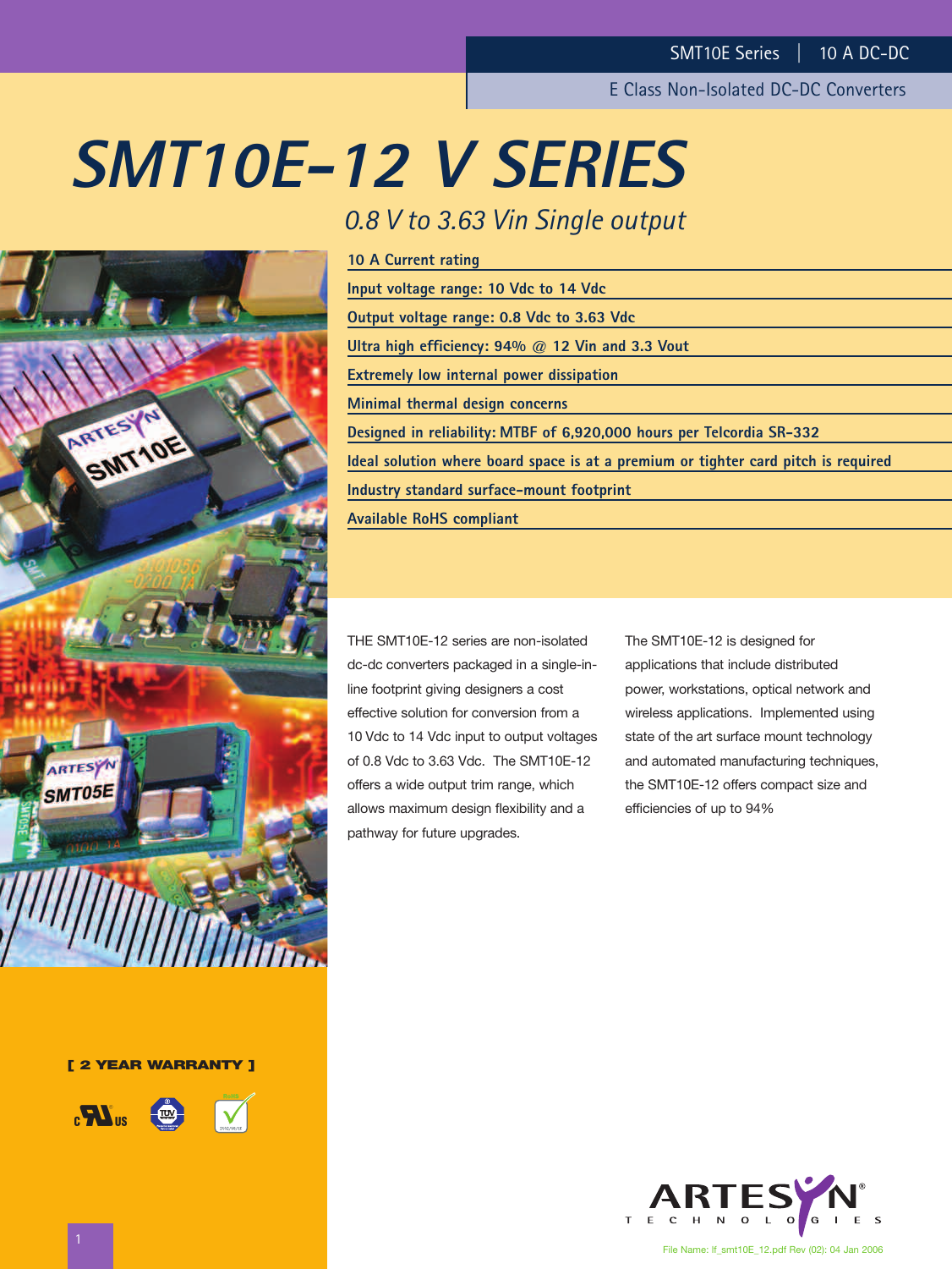SMT10E Series | 10 A DC-DC

E Class Non-Isolated DC-DC Converters

# SMT10E-12 V SERIES

*0.8 V to 3.63 Vin Single output*

- 10 A Current rating
- Input voltage range: 10 Vdc to 14 Vdc
- Output voltage range: 0.8 Vdc to 3.63 Vdc
- Ultra high efficiency: 94% @ 12 Vin and 3.3 Vout
- Extremely low internal power dissipation
- Minimal thermal design concerns
- Designed in reliability: MTBF of 6,920,000 hours per Telcordia SR-332
- Ideal solution where board space is at a premium or tighter card pitch is required
- Industry standard surface-mount footprint
- Available RoHS compliant

THE SMT10E-12 series are non-isolated dc-dc converters packaged in a single-in-line footprint giving designers a cost effective solution for conversion from a 10 Vdc to 14 Vdc input to output voltages of 0.8 Vdc to 3.63 Vdc. The SMT10E-12 offers a wide output trim range, which allows maximum design flexibility and a pathway for future upgrades.

The SMT10E-12 is designed for applications that include distributed power, workstations, optical network and wireless applications. Implemented using state of the art surface mount technology and automated manufacturing techniques, the SMT10E-12 offers compact size and efficiencies of up to 94%

**[ 2 YEAR WARRANTY ]**

ARTESYN TECHNOLOGIES

File Name: lf_smt10E_12.pdf Rev (02): 04 Jan 2006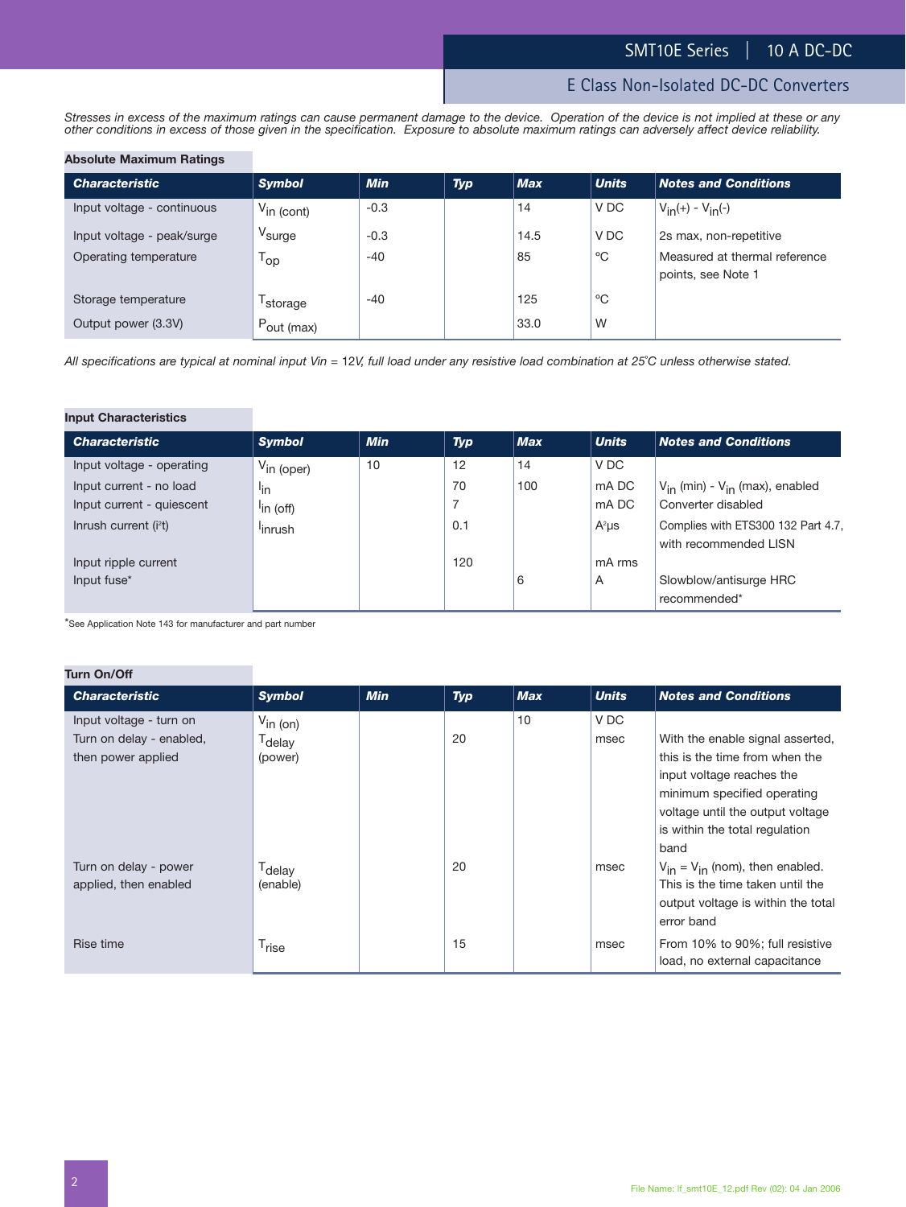*Stresses in excess of the maximum ratings can cause permanent damage to the device. Operation of the device is not implied at these or any other conditions in excess of those given in the specification. Exposure to absolute maximum ratings can adversely affect device reliability.*

### Absolute Maximum Ratings

| Characteristic | Symbol | Min | Typ | Max | Units | Notes and Conditions |
|---|---|---|---|---|---|---|
| Input voltage - continuous | $V_{in\ (cont)}$ | -0.3 | | 14 | V DC | $V_{in}(+) - V_{in}(-)$ |
| Input voltage - peak/surge | $V_{surge}$ | -0.3 | | 14.5 | V DC | 2s max, non-repetitive |
| Operating temperature | $T_{op}$ | -40 | | 85 | °C | Measured at thermal reference points, see Note 1 |
| Storage temperature | $T_{storage}$ | -40 | | 125 | °C | |
| Output power (3.3V) | $P_{out\ (max)}$ | | | 33.0 | W | |

*All specifications are typical at nominal input Vin = 12V, full load under any resistive load combination at 25°C unless otherwise stated.*

### Input Characteristics

| Characteristic | Symbol | Min | Typ | Max | Units | Notes and Conditions |
|---|---|---|---|---|---|---|
| Input voltage - operating | $V_{in\ (oper)}$ | 10 | 12 | 14 | V DC | |
| Input current - no load | $I_{in}$ | | 70 | 100 | mA DC | $V_{in}$ (min) - $V_{in}$ (max), enabled |
| Input current - quiescent | $I_{in\ (off)}$ | | 7 | | mA DC | Converter disabled |
| Inrush current (i²t) | $I_{inrush}$ | | 0.1 | | A²μs | Complies with ETS300 132 Part 4.7, with recommended LISN |
| Input ripple current | | | 120 | | mA rms | |
| Input fuse* | | | | 6 | A | Slowblow/antisurge HRC recommended* |

*See Application Note 143 for manufacturer and part number

### Turn On/Off

| Characteristic | Symbol | Min | Typ | Max | Units | Notes and Conditions |
|---|---|---|---|---|---|---|
| Input voltage - turn on | $V_{in\ (on)}$ | | | 10 | V DC | |
| Turn on delay - enabled, then power applied | $T_{delay}$ (power) | | 20 | | msec | With the enable signal asserted, this is the time from when the input voltage reaches the minimum specified operating voltage until the output voltage is within the total regulation band |
| Turn on delay - power applied, then enabled | $T_{delay}$ (enable) | | 20 | | msec | $V_{in} = V_{in}$ (nom), then enabled. This is the time taken until the output voltage is within the total error band |
| Rise time | $T_{rise}$ | | 15 | | msec | From 10% to 90%; full resistive load, no external capacitance |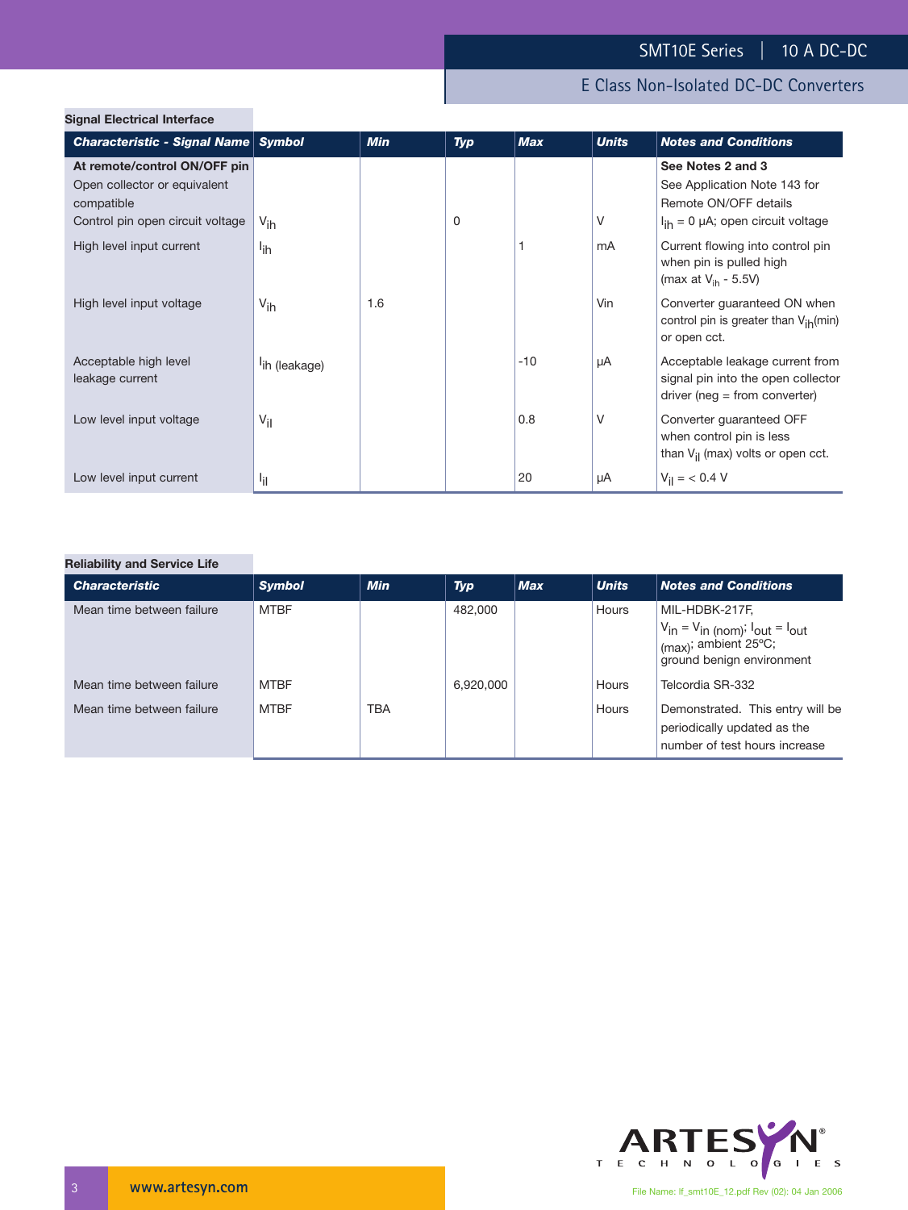## Signal Electrical Interface

| Characteristic - Signal Name | Symbol | Min | Typ | Max | Units | Notes and Conditions |
|---|---|---|---|---|---|---|
| **At remote/control ON/OFF pin** Open collector or equivalent compatible | | | | | | **See Notes 2 and 3** See Application Note 143 for Remote ON/OFF details |
| Control pin open circuit voltage | $V_{ih}$ | | 0 | | V | $I_{ih}$ = 0 µA; open circuit voltage |
| High level input current | $I_{ih}$ | | | 1 | mA | Current flowing into control pin when pin is pulled high (max at $V_{ih}$ - 5.5V) |
| High level input voltage | $V_{ih}$ | 1.6 | | | Vin | Converter guaranteed ON when control pin is greater than $V_{ih}$(min) or open cct. |
| Acceptable high level leakage current | $I_{ih\ (leakage)}$ | | | -10 | µA | Acceptable leakage current from signal pin into the open collector driver (neg = from converter) |
| Low level input voltage | $V_{il}$ | | | 0.8 | V | Converter guaranteed OFF when control pin is less than $V_{il}$ (max) volts or open cct. |
| Low level input current | $I_{il}$ | | | 20 | µA | $V_{il}$ = < 0.4 V |

## Reliability and Service Life

| Characteristic | Symbol | Min | Typ | Max | Units | Notes and Conditions |
|---|---|---|---|---|---|---|
| Mean time between failure | MTBF | | 482,000 | | Hours | MIL-HDBK-217F, $V_{in} = V_{in\ (nom)}$; $I_{out} = I_{out\ (max)}$; ambient 25ºC; ground benign environment |
| Mean time between failure | MTBF | | 6,920,000 | | Hours | Telcordia SR-332 |
| Mean time between failure | MTBF | TBA | | | Hours | Demonstrated. This entry will be periodically updated as the number of test hours increase |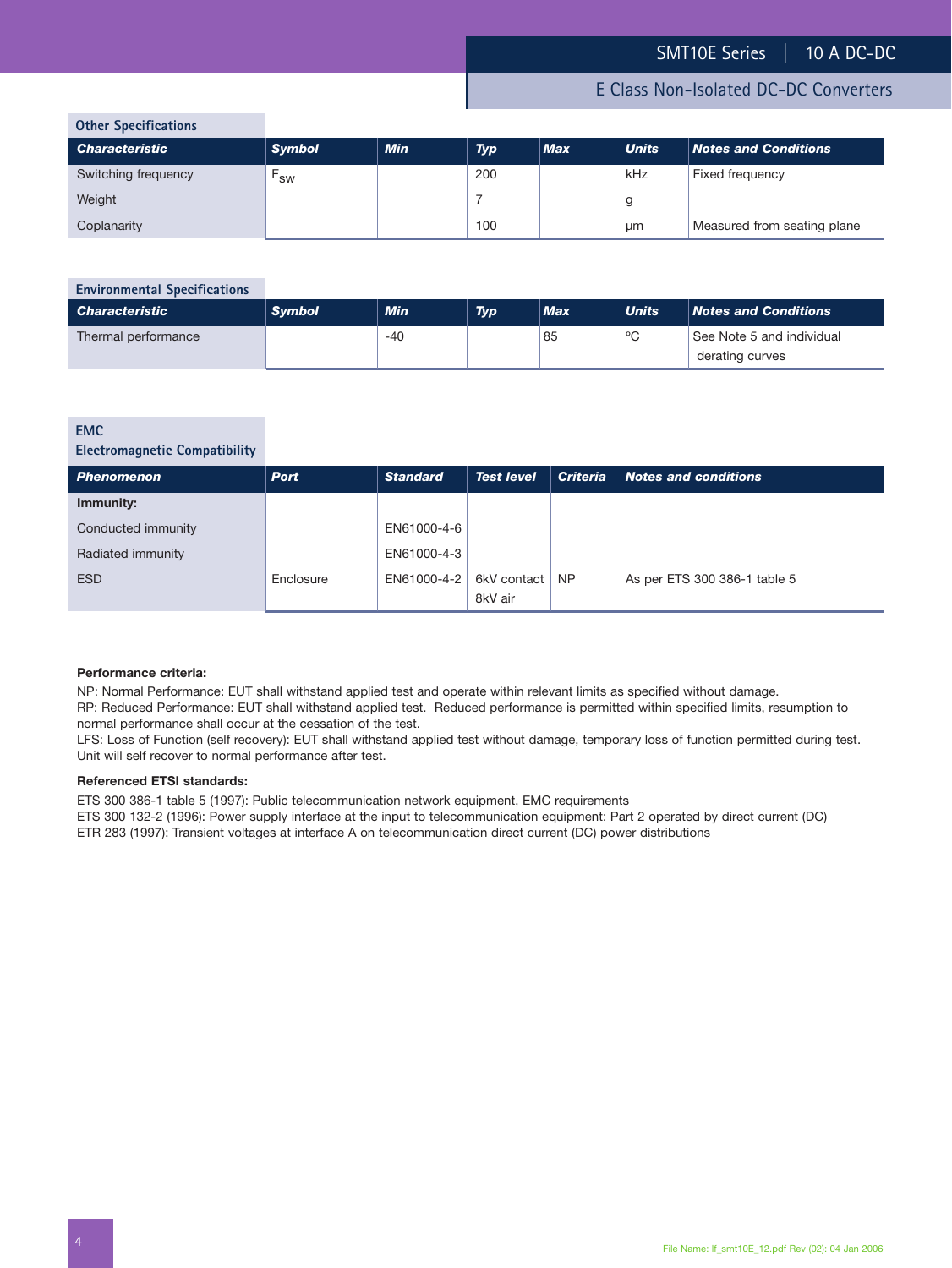## Other Specifications

| Characteristic | Symbol | Min | Typ | Max | Units | Notes and Conditions |
|---|---|---|---|---|---|---|
| Switching frequency | $F_{SW}$ | | 200 | | kHz | Fixed frequency |
| Weight | | | 7 | | g | |
| Coplanarity | | | 100 | | µm | Measured from seating plane |

## Environmental Specifications

| Characteristic | Symbol | Min | Typ | Max | Units | Notes and Conditions |
|---|---|---|---|---|---|---|
| Thermal performance | | -40 | | 85 | °C | See Note 5 and individual derating curves |

## EMC
## Electromagnetic Compatibility

| Phenomenon | Port | Standard | Test level | Criteria | Notes and conditions |
|---|---|---|---|---|---|
| **Immunity:** | | | | | |
| Conducted immunity | | EN61000-4-6 | | | |
| Radiated immunity | | EN61000-4-3 | | | |
| ESD | Enclosure | EN61000-4-2 | 6kV contact 8kV air | NP | As per ETS 300 386-1 table 5 |

**Performance criteria:**

NP: Normal Performance: EUT shall withstand applied test and operate within relevant limits as specified without damage.
RP: Reduced Performance: EUT shall withstand applied test. Reduced performance is permitted within specified limits, resumption to normal performance shall occur at the cessation of the test.
LFS: Loss of Function (self recovery): EUT shall withstand applied test without damage, temporary loss of function permitted during test. Unit will self recover to normal performance after test.

**Referenced ETSI standards:**

ETS 300 386-1 table 5 (1997): Public telecommunication network equipment, EMC requirements
ETS 300 132-2 (1996): Power supply interface at the input to telecommunication equipment: Part 2 operated by direct current (DC)
ETR 283 (1997): Transient voltages at interface A on telecommunication direct current (DC) power distributions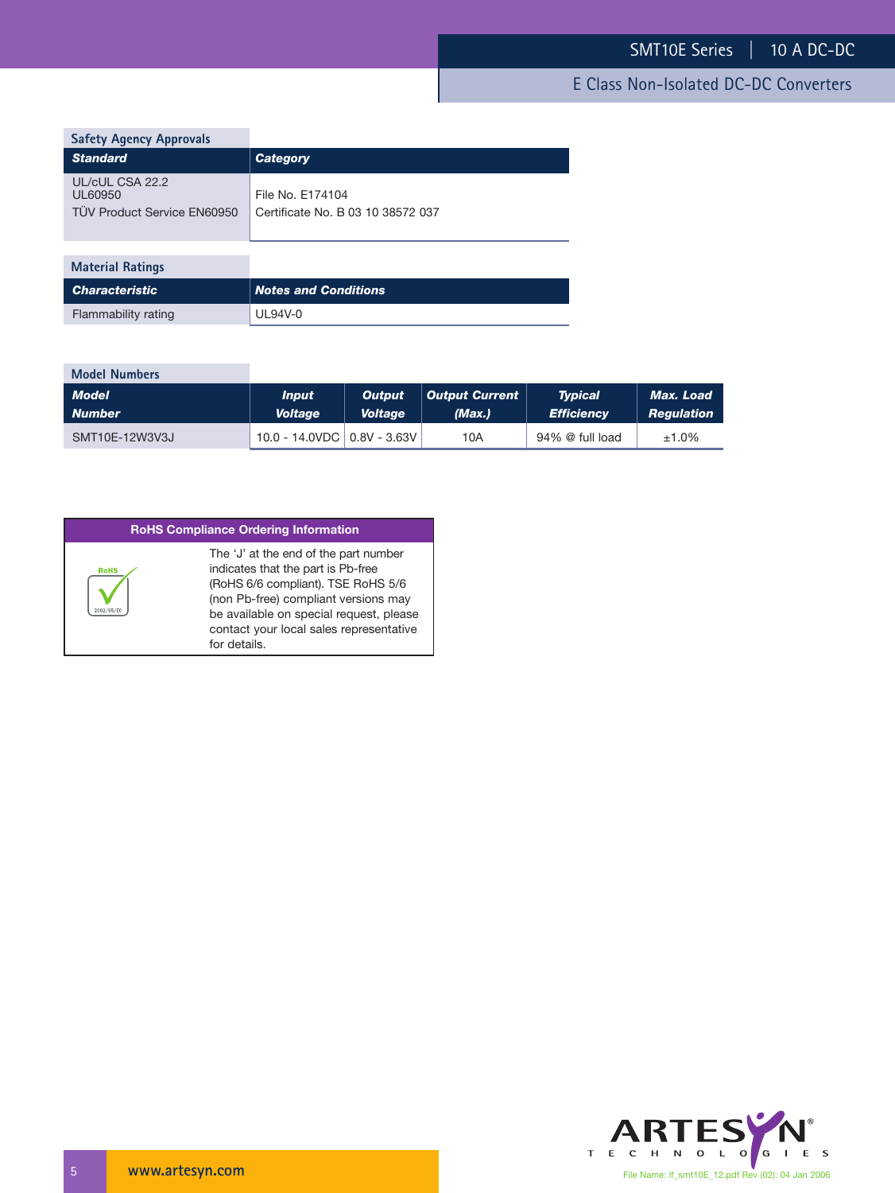## Safety Agency Approvals

| Standard | Category |
|---|---|
| UL/cUL CSA 22.2<br>UL60950 | File No. E174104 |
| TÜV Product Service EN60950 | Certificate No. B 03 10 38572 037 |

## Material Ratings

| Characteristic | Notes and Conditions |
|---|---|
| Flammability rating | UL94V-0 |

## Model Numbers

| Model Number | Input Voltage | Output Voltage | Output Current (Max.) | Typical Efficiency | Max. Load Regulation |
|---|---|---|---|---|---|
| SMT10E-12W3V3J | 10.0 - 14.0VDC | 0.8V - 3.63V | 10A | 94% @ full load | ±1.0% |

**RoHS Compliance Ordering Information**

The 'J' at the end of the part number indicates that the part is Pb-free (RoHS 6/6 compliant). TSE RoHS 5/6 (non Pb-free) compliant versions may be available on special request, please contact your local sales representative for details.

www.artesyn.com

File Name: lf_smt10E_12.pdf Rev (02): 04 Jan 2006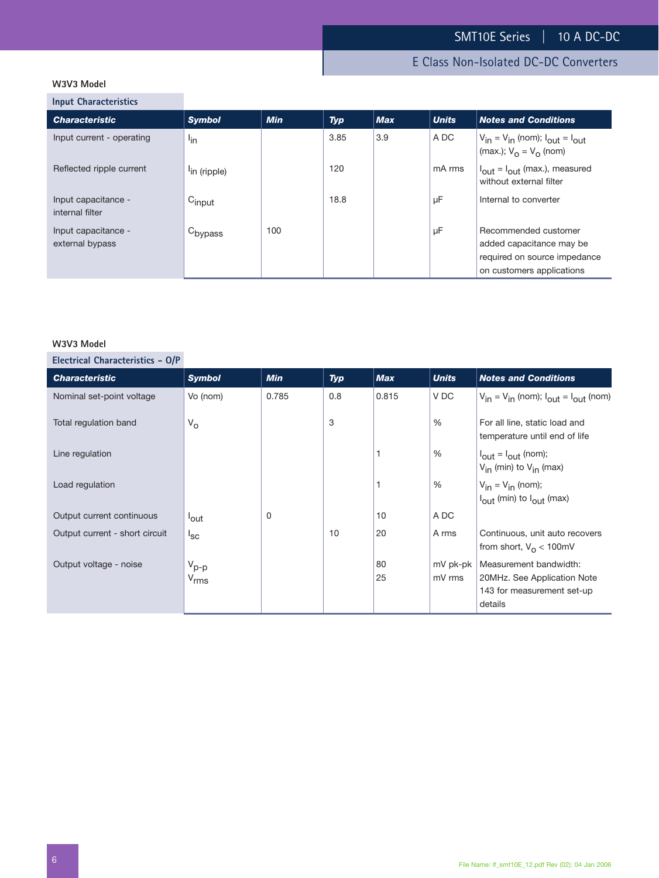### W3V3 Model

#### Input Characteristics

| *Characteristic* | *Symbol* | *Min* | *Typ* | *Max* | *Units* | *Notes and Conditions* |
|---|---|---|---|---|---|---|
| Input current - operating | $I_{in}$ | | 3.85 | 3.9 | A DC | $V_{in} = V_{in}$ (nom); $I_{out} = I_{out}$ (max.); $V_o = V_o$ (nom) |
| Reflected ripple current | $I_{in\ (ripple)}$ | | 120 | | mA rms | $I_{out} = I_{out}$ (max.), measured without external filter |
| Input capacitance - internal filter | $C_{input}$ | | 18.8 | | µF | Internal to converter |
| Input capacitance - external bypass | $C_{bypass}$ | 100 | | | µF | Recommended customer added capacitance may be required on source impedance on customers applications |

### W3V3 Model

#### Electrical Characteristics – O/P

| *Characteristic* | *Symbol* | *Min* | *Typ* | *Max* | *Units* | *Notes and Conditions* |
|---|---|---|---|---|---|---|
| Nominal set-point voltage | Vo (nom) | 0.785 | 0.8 | 0.815 | V DC | $V_{in} = V_{in}$ (nom); $I_{out} = I_{out}$ (nom) |
| Total regulation band | $V_o$ | | 3 | | % | For all line, static load and temperature until end of life |
| Line regulation | | | | 1 | % | $I_{out} = I_{out}$ (nom); $V_{in}$ (min) to $V_{in}$ (max) |
| Load regulation | | | | 1 | % | $V_{in} = V_{in}$ (nom); $I_{out}$ (min) to $I_{out}$ (max) |
| Output current continuous | $I_{out}$ | 0 | | 10 | A DC | |
| Output current - short circuit | $I_{sc}$ | | 10 | 20 | A rms | Continuous, unit auto recovers from short, $V_o$ < 100mV |
| Output voltage - noise | $V_{p-p}$<br>$V_{rms}$ | | | 80<br>25 | mV pk-pk<br>mV rms | Measurement bandwidth: 20MHz. See Application Note 143 for measurement set-up details |

File Name: lf_smt10E_12.pdf Rev (02): 04 Jan 2006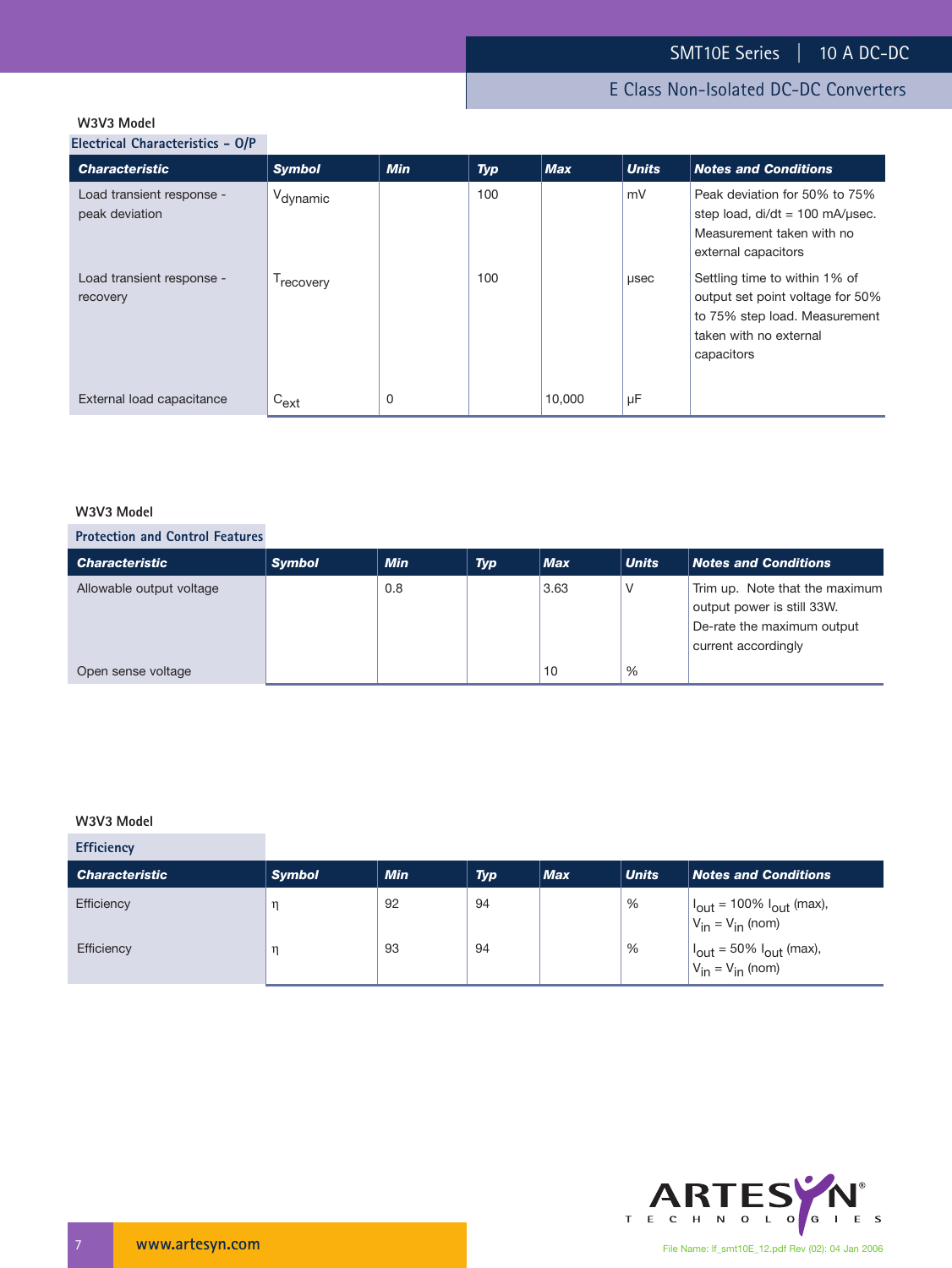### W3V3 Model

#### Electrical Characteristics - O/P

| Characteristic | Symbol | Min | Typ | Max | Units | Notes and Conditions |
|---|---|---|---|---|---|---|
| Load transient response - peak deviation | $V_{dynamic}$ | | 100 | | mV | Peak deviation for 50% to 75% step load, di/dt = 100 mA/μsec. Measurement taken with no external capacitors |
| Load transient response - recovery | $T_{recovery}$ | | 100 | | μsec | Settling time to within 1% of output set point voltage for 50% to 75% step load. Measurement taken with no external capacitors |
| External load capacitance | $C_{ext}$ | 0 | | 10,000 | μF | |

### W3V3 Model

#### Protection and Control Features

| Characteristic | Symbol | Min | Typ | Max | Units | Notes and Conditions |
|---|---|---|---|---|---|---|
| Allowable output voltage | | 0.8 | | 3.63 | V | Trim up. Note that the maximum output power is still 33W. De-rate the maximum output current accordingly |
| Open sense voltage | | | | 10 | % | |

### W3V3 Model

#### Efficiency

| Characteristic | Symbol | Min | Typ | Max | Units | Notes and Conditions |
|---|---|---|---|---|---|---|
| Efficiency | η | 92 | 94 | | % | $I_{out}$ = 100% $I_{out}$ (max), $V_{in}$ = $V_{in}$ (nom) |
| Efficiency | η | 93 | 94 | | % | $I_{out}$ = 50% $I_{out}$ (max), $V_{in}$ = $V_{in}$ (nom) |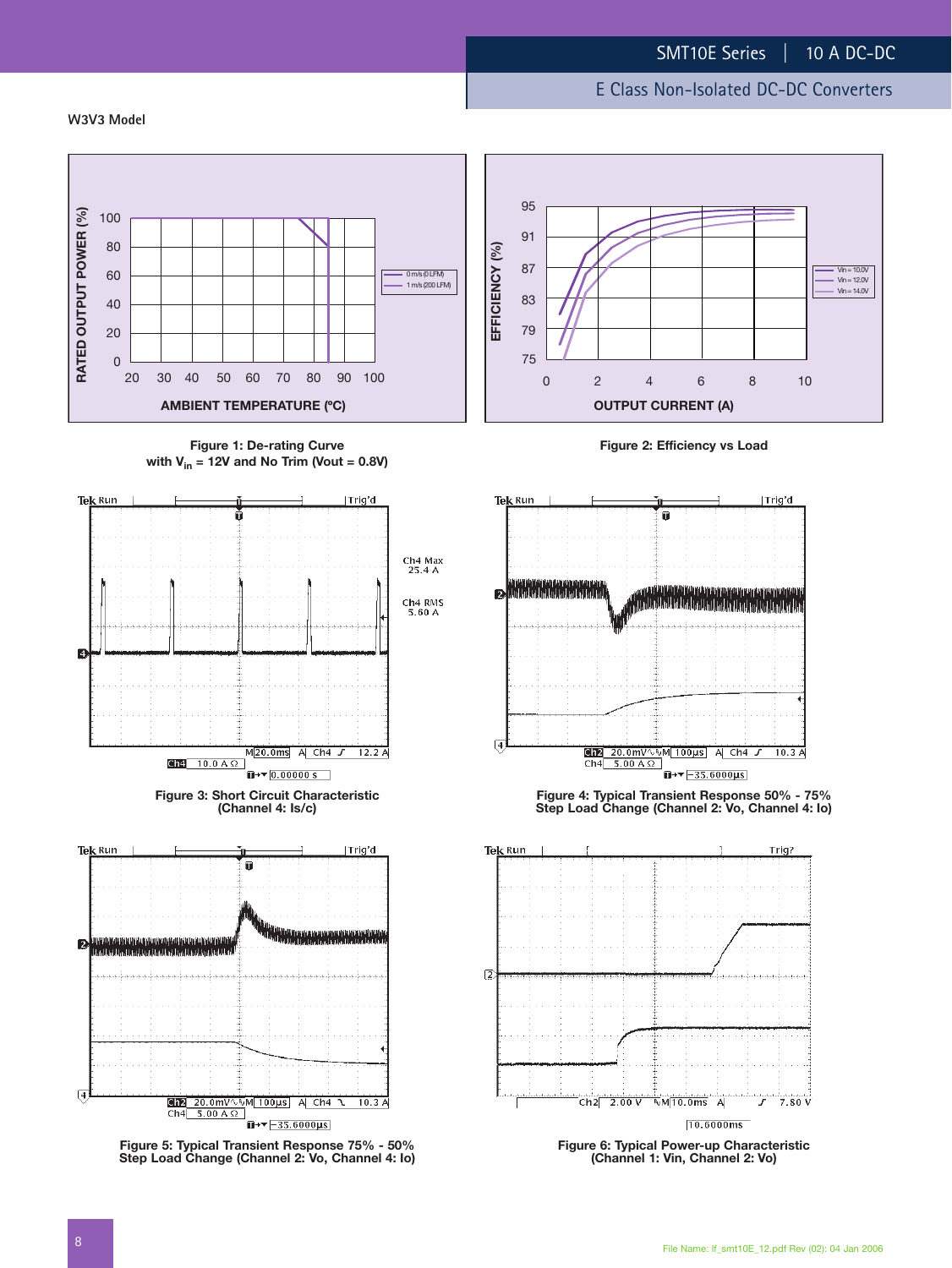W3V3 Model

Figure 1: De-rating Curve
with $V_{in}$ = 12V and No Trim (Vout = 0.8V)

Figure 2: Efficiency vs Load

Figure 3: Short Circuit Characteristic
(Channel 4: Is/c)

Figure 4: Typical Transient Response 50% - 75%
Step Load Change (Channel 2: Vo, Channel 4: Io)

Figure 5: Typical Transient Response 75% - 50%
Step Load Change (Channel 2: Vo, Channel 4: Io)

Figure 6: Typical Power-up Characteristic
(Channel 1: Vin, Channel 2: Vo)

File Name: lf_smt10E_12.pdf Rev (02): 04 Jan 2006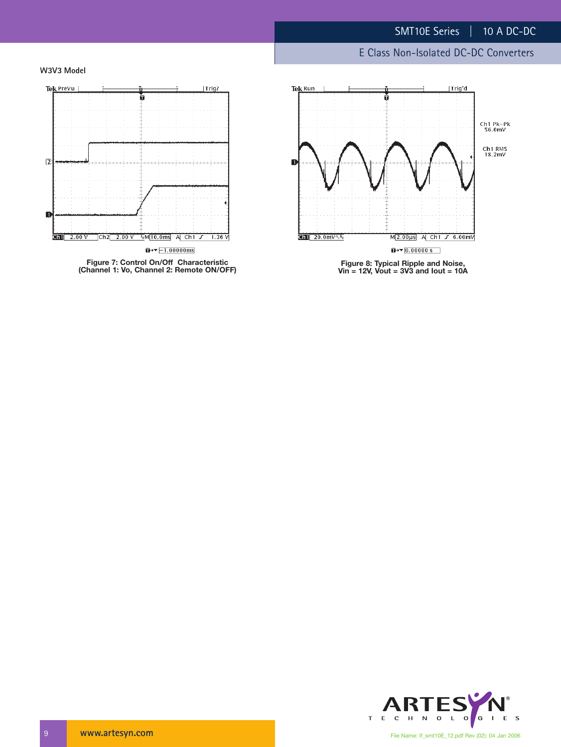W3V3 Model

Figure 7: Control On/Off Characteristic
(Channel 1: Vo, Channel 2: Remote ON/OFF)

Figure 8: Typical Ripple and Noise,
Vin = 12V, Vout = 3V3 and Iout = 10A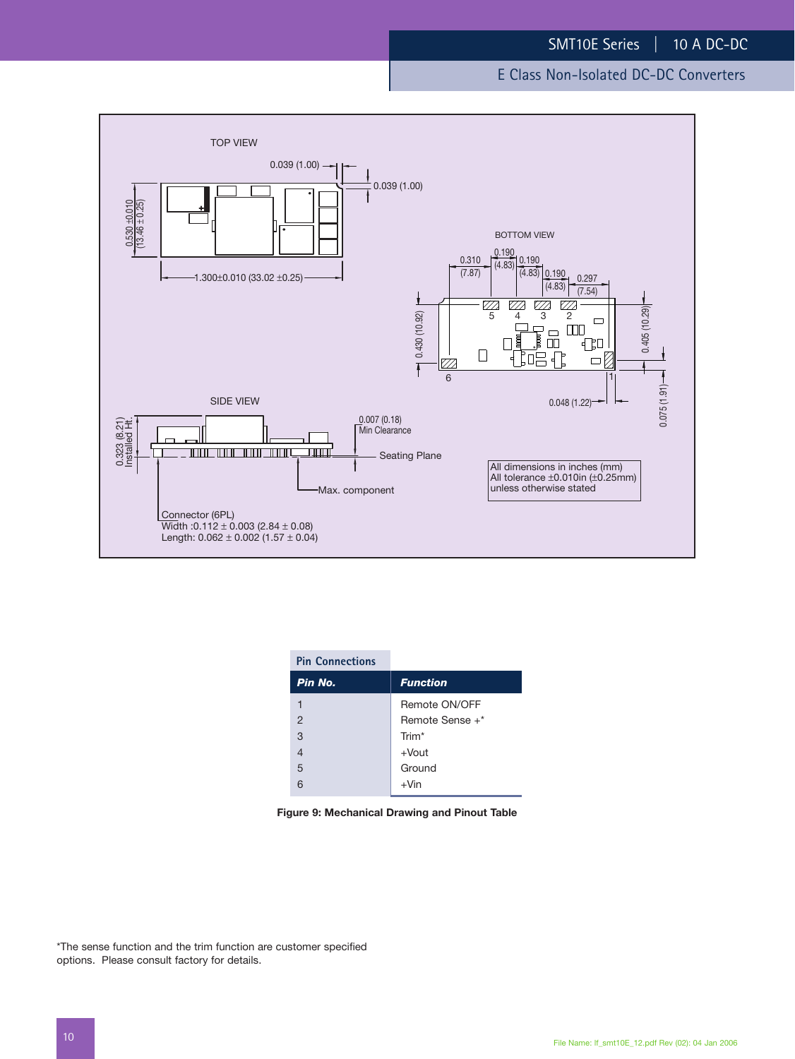TOP VIEW

0.039 (1.00)

0.039 (1.00)

0.530 ±0.010 (13.46 ± 0.25)

1.300±0.010 (33.02 ±0.25)

BOTTOM VIEW

0.310 (7.87)

0.190 (4.83)

0.190 (4.83)

0.190 (4.83)

0.297 (7.54)

0.430 (10.92)

0.405 (10.29)

5 4 3 2

6

1

0.048 (1.22)

0.075 (1.91)

SIDE VIEW

0.323 (8.21) Installed Ht.

0.007 (0.18) Min Clearance

Seating Plane

Max. component

Connector (6PL)
Width :0.112 ± 0.003 (2.84 ± 0.08)
Length: 0.062 ± 0.002 (1.57 ± 0.04)

All dimensions in inches (mm)
All tolerance ±0.010in (±0.25mm)
unless otherwise stated

**Pin Connections**

| Pin No. | Function |
|---|---|
| 1 | Remote ON/OFF |
| 2 | Remote Sense +* |
| 3 | Trim* |
| 4 | +Vout |
| 5 | Ground |
| 6 | +Vin |

**Figure 9: Mechanical Drawing and Pinout Table**

*The sense function and the trim function are customer specified options. Please consult factory for details.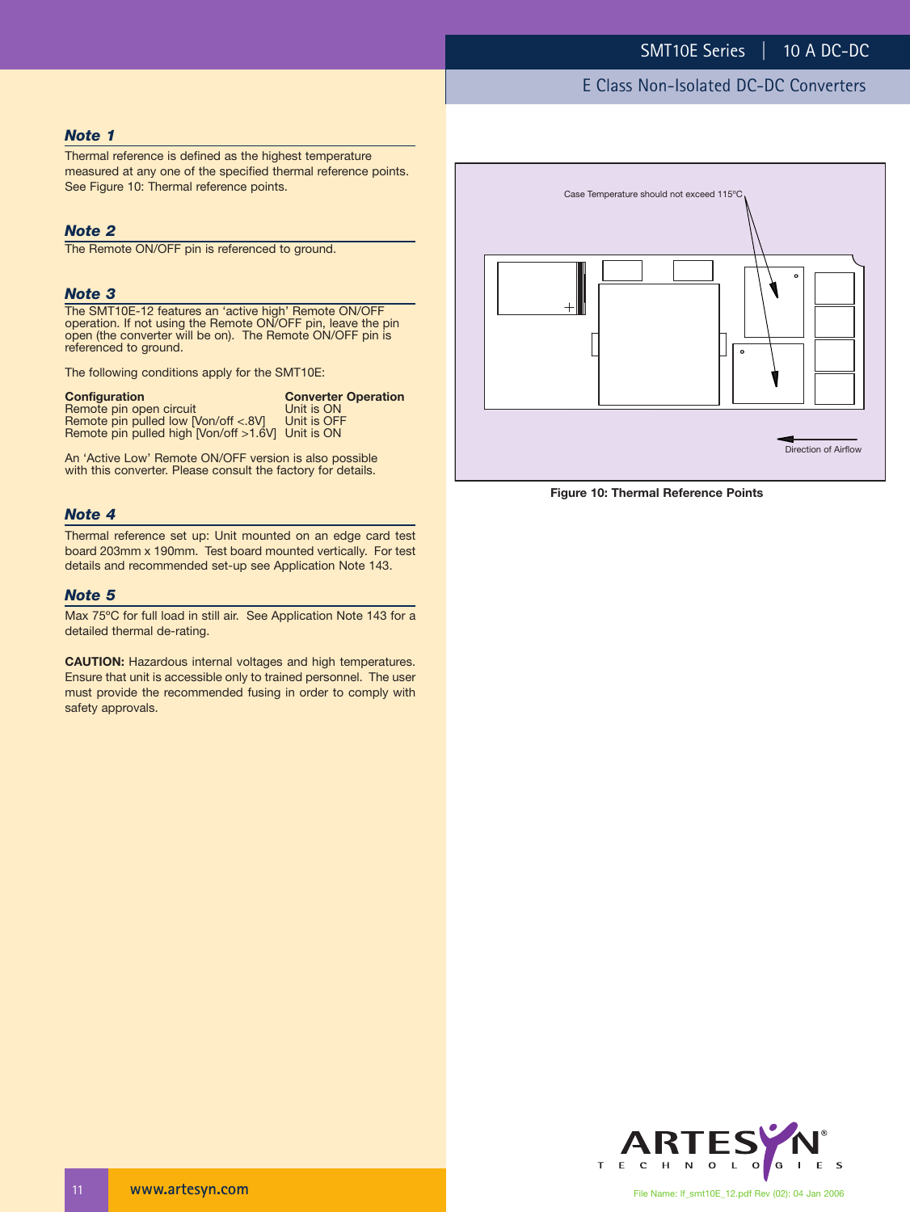### *Note 1*

Thermal reference is defined as the highest temperature measured at any one of the specified thermal reference points. See Figure 10: Thermal reference points.

### *Note 2*

The Remote ON/OFF pin is referenced to ground.

### *Note 3*

The SMT10E-12 features an 'active high' Remote ON/OFF operation. If not using the Remote ON/OFF pin, leave the pin open (the converter will be on). The Remote ON/OFF pin is referenced to ground.

The following conditions apply for the SMT10E:

| Configuration | Converter Operation |
|---|---|
| Remote pin open circuit | Unit is ON |
| Remote pin pulled low [Von/off <.8V] | Unit is OFF |
| Remote pin pulled high [Von/off >1.6V] | Unit is ON |

An 'Active Low' Remote ON/OFF version is also possible with this converter. Please consult the factory for details.

### *Note 4*

Thermal reference set up: Unit mounted on an edge card test board 203mm x 190mm. Test board mounted vertically. For test details and recommended set-up see Application Note 143.

### *Note 5*

Max 75ºC for full load in still air. See Application Note 143 for a detailed thermal de-rating.

**CAUTION:** Hazardous internal voltages and high temperatures. Ensure that unit is accessible only to trained personnel. The user must provide the recommended fusing in order to comply with safety approvals.

Case Temperature should not exceed 115ºC

Direction of Airflow

**Figure 10: Thermal Reference Points**

File Name: lf_smt10E_12.pdf Rev (02): 04 Jan 2006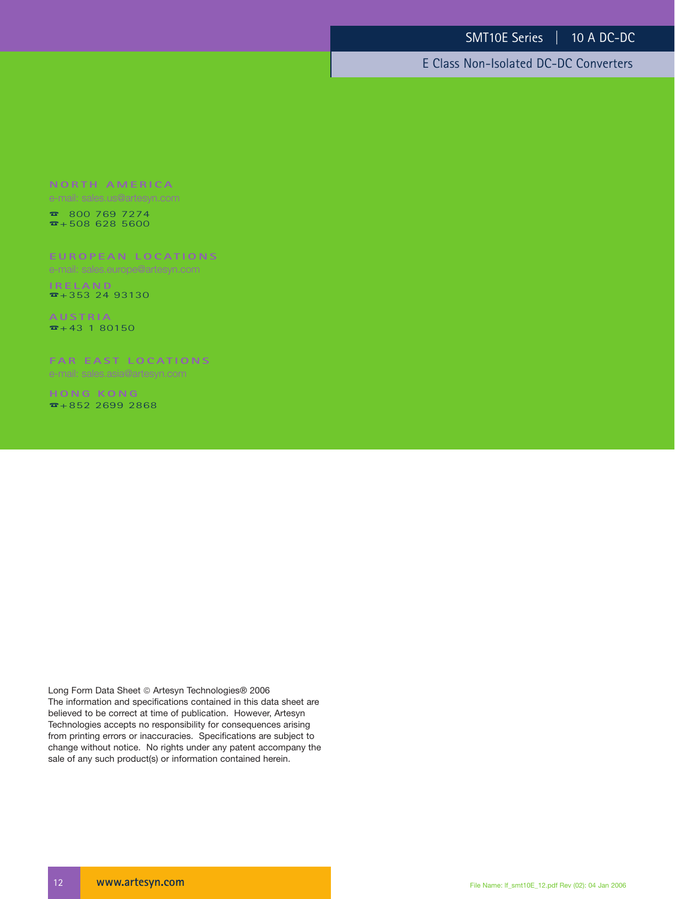## NORTH AMERICA

e-mail: sales.us@artesyn.com

☎ 800 769 7274
☎+508 628 5600

## EUROPEAN LOCATIONS

e-mail: sales.europe@artesyn.com

### IRELAND

☎+353 24 93130

### AUSTRIA

☎+43 1 80150

## FAR EAST LOCATIONS

e-mail: sales.asia@artesyn.com

### HONG KONG

☎+852 2699 2868

Long Form Data Sheet © Artesyn Technologies® 2006
The information and specifications contained in this data sheet are believed to be correct at time of publication. However, Artesyn Technologies accepts no responsibility for consequences arising from printing errors or inaccuracies. Specifications are subject to change without notice. No rights under any patent accompany the sale of any such product(s) or information contained herein.

www.artesyn.com

File Name: lf_smt10E_12.pdf Rev (02): 04 Jan 2006